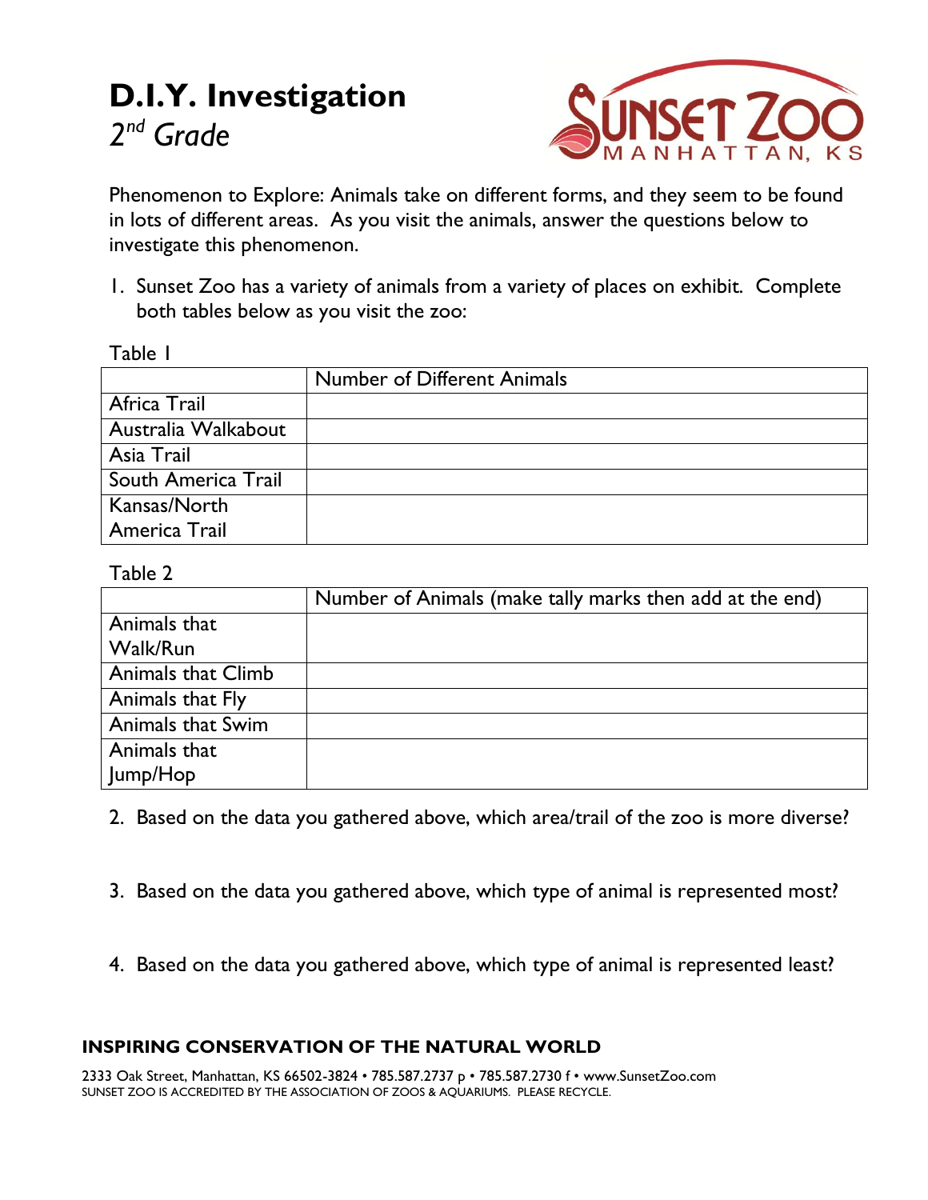# D.I.Y. Investigation

*2nd Grade*

SUNSET ZOO
MANHATTAN, KS

Phenomenon to Explore: Animals take on different forms, and they seem to be found in lots of different areas. As you visit the animals, answer the questions below to investigate this phenomenon.

1. Sunset Zoo has a variety of animals from a variety of places on exhibit. Complete both tables below as you visit the zoo:

Table 1

| | Number of Different Animals |
|---|---|
| Africa Trail | |
| Australia Walkabout | |
| Asia Trail | |
| South America Trail | |
| Kansas/North America Trail | |

Table 2

| | Number of Animals (make tally marks then add at the end) |
|---|---|
| Animals that Walk/Run | |
| Animals that Climb | |
| Animals that Fly | |
| Animals that Swim | |
| Animals that Jump/Hop | |

2. Based on the data you gathered above, which area/trail of the zoo is more diverse?

3. Based on the data you gathered above, which type of animal is represented most?

4. Based on the data you gathered above, which type of animal is represented least?

**INSPIRING CONSERVATION OF THE NATURAL WORLD**

2333 Oak Street, Manhattan, KS 66502-3824 • 785.587.2737 p • 785.587.2730 f • www.SunsetZoo.com
SUNSET ZOO IS ACCREDITED BY THE ASSOCIATION OF ZOOS & AQUARIUMS. PLEASE RECYCLE.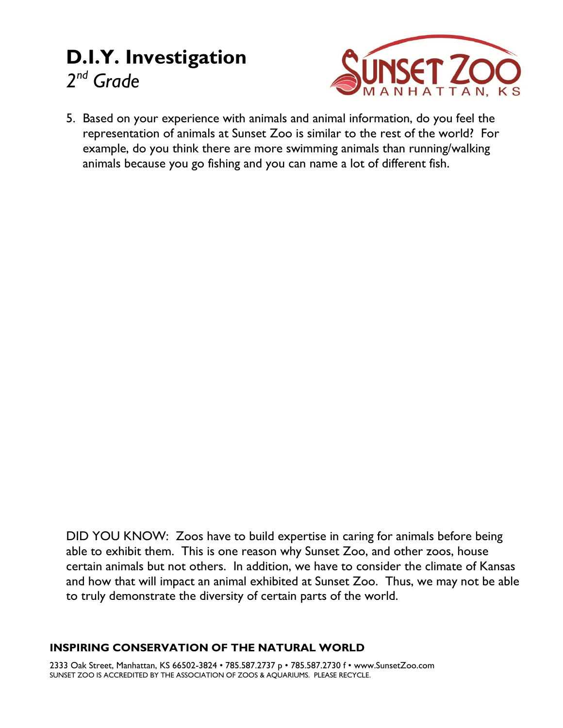# D.I.Y. Investigation

*2nd Grade*

5. Based on your experience with animals and animal information, do you feel the representation of animals at Sunset Zoo is similar to the rest of the world? For example, do you think there are more swimming animals than running/walking animals because you go fishing and you can name a lot of different fish.

DID YOU KNOW: Zoos have to build expertise in caring for animals before being able to exhibit them. This is one reason why Sunset Zoo, and other zoos, house certain animals but not others. In addition, we have to consider the climate of Kansas and how that will impact an animal exhibited at Sunset Zoo. Thus, we may not be able to truly demonstrate the diversity of certain parts of the world.

**INSPIRING CONSERVATION OF THE NATURAL WORLD**

2333 Oak Street, Manhattan, KS 66502-3824 • 785.587.2737 p • 785.587.2730 f • www.SunsetZoo.com
SUNSET ZOO IS ACCREDITED BY THE ASSOCIATION OF ZOOS & AQUARIUMS. PLEASE RECYCLE.